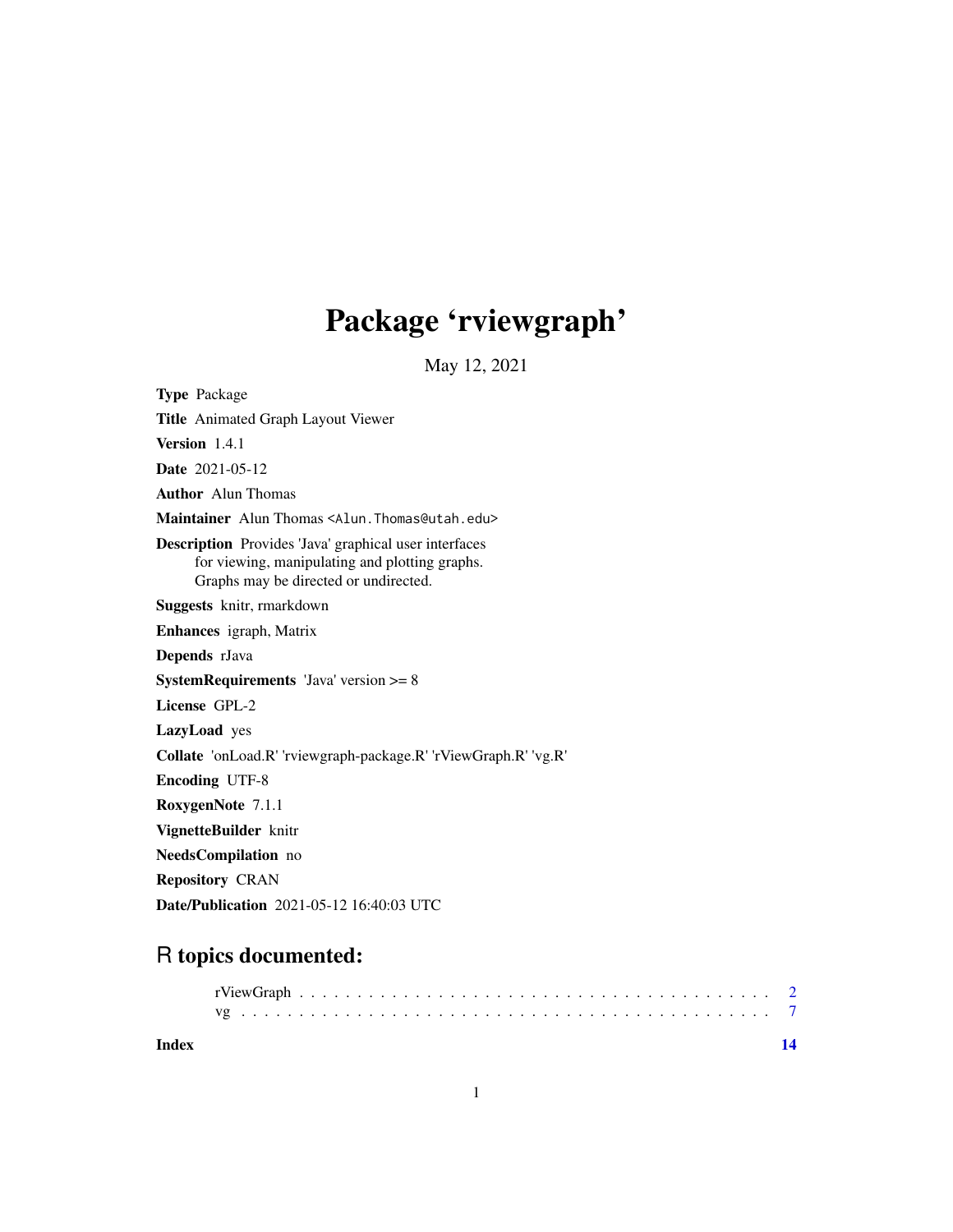# Package 'rviewgraph'

May 12, 2021

**Type** Package

**Title** Animated Graph Layout Viewer

**Version** 1.4.1

**Date** 2021-05-12

**Author** Alun Thomas

**Maintainer** Alun Thomas <Alun.Thomas@utah.edu>

**Description** Provides 'Java' graphical user interfaces
for viewing, manipulating and plotting graphs.
Graphs may be directed or undirected.

**Suggests** knitr, rmarkdown

**Enhances** igraph, Matrix

**Depends** rJava

**SystemRequirements** 'Java' version >= 8

**License** GPL-2

**LazyLoad** yes

**Collate** 'onLoad.R' 'rviewgraph-package.R' 'rViewGraph.R' 'vg.R'

**Encoding** UTF-8

**RoxygenNote** 7.1.1

**VignetteBuilder** knitr

**NeedsCompilation** no

**Repository** CRAN

**Date/Publication** 2021-05-12 16:40:03 UTC

## R topics documented:

rViewGraph . . . . . . . . . . . . . . . . . . . . . . . . . . . . . . . . . . . . . . . . 2
vg . . . . . . . . . . . . . . . . . . . . . . . . . . . . . . . . . . . . . . . . . . . . . 7

**Index** **14**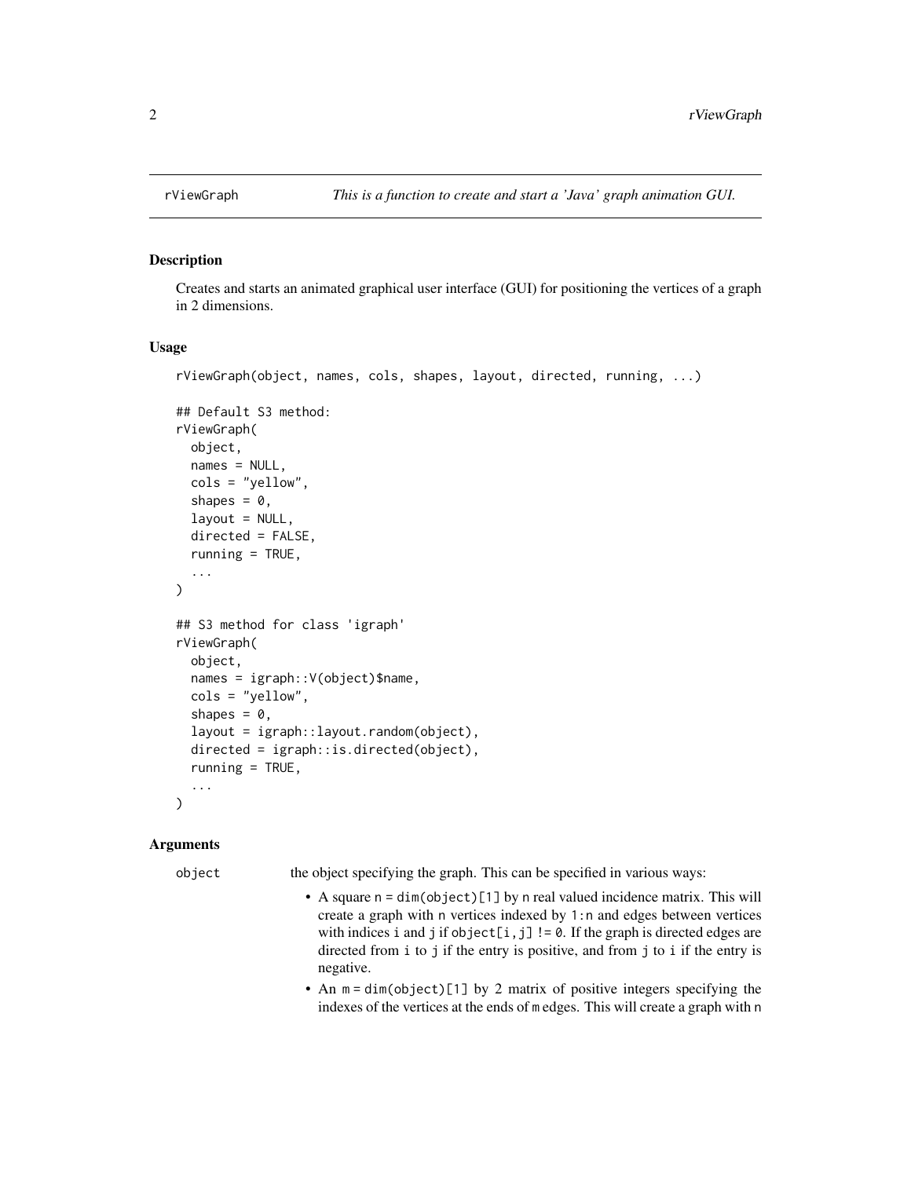rViewGraph — *This is a function to create and start a 'Java' graph animation GUI.*

### Description

Creates and starts an animated graphical user interface (GUI) for positioning the vertices of a graph in 2 dimensions.

### Usage

```
rViewGraph(object, names, cols, shapes, layout, directed, running, ...)

## Default S3 method:
rViewGraph(
  object,
  names = NULL,
  cols = "yellow",
  shapes = 0,
  layout = NULL,
  directed = FALSE,
  running = TRUE,
  ...
)

## S3 method for class 'igraph'
rViewGraph(
  object,
  names = igraph::V(object)$name,
  cols = "yellow",
  shapes = 0,
  layout = igraph::layout.random(object),
  directed = igraph::is.directed(object),
  running = TRUE,
  ...
)
```

### Arguments

`object` the object specifying the graph. This can be specified in various ways:

- A square `n = dim(object)[1]` by `n` real valued incidence matrix. This will create a graph with `n` vertices indexed by `1:n` and edges between vertices with indices `i` and `j` if `object[i,j] != 0`. If the graph is directed edges are directed from `i` to `j` if the entry is positive, and from `j` to `i` if the entry is negative.
- An `m = dim(object)[1]` by 2 matrix of positive integers specifying the indexes of the vertices at the ends of `m` edges. This will create a graph with `n`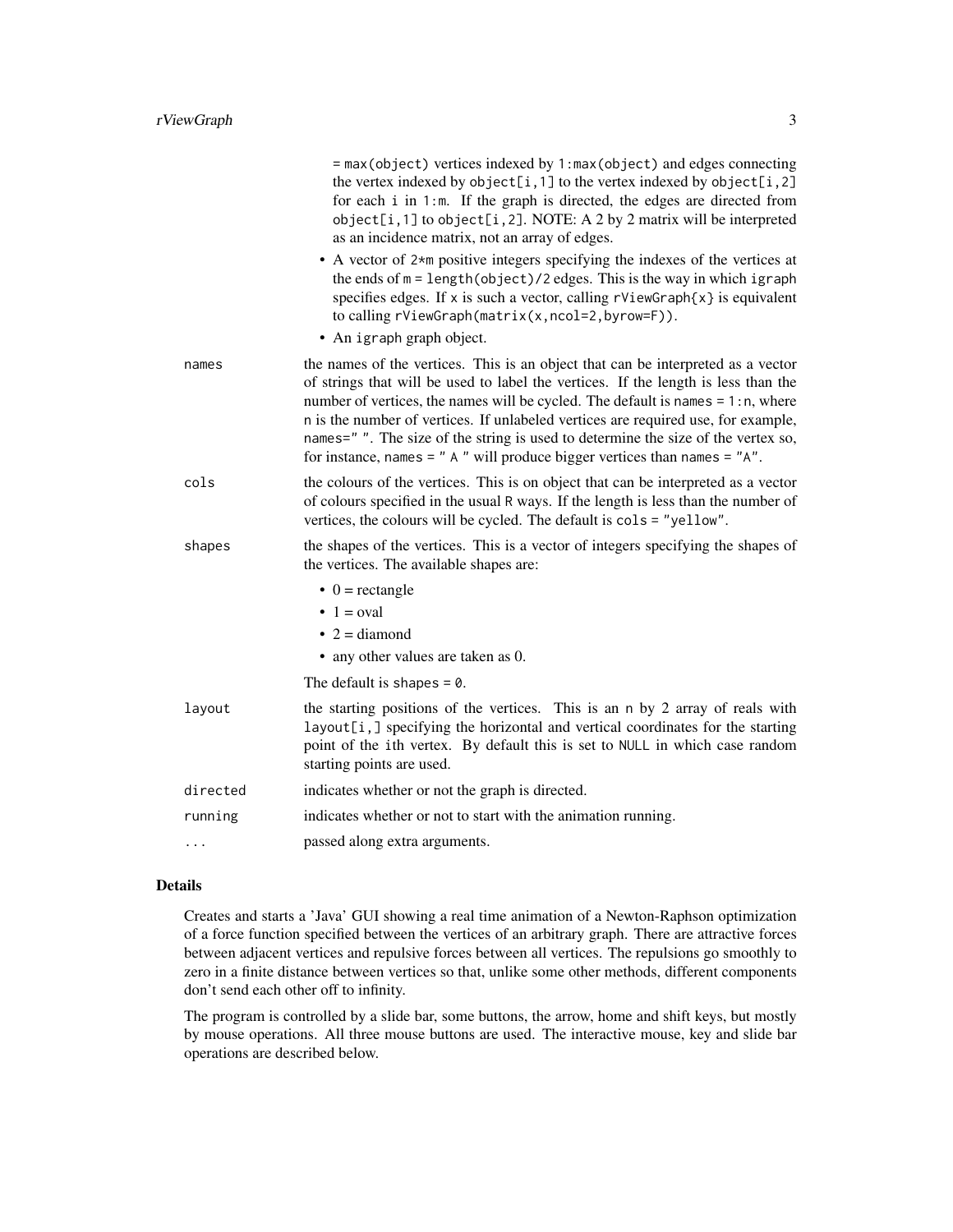= `max(object)` vertices indexed by `1:max(object)` and edges connecting the vertex indexed by `object[i,1]` to the vertex indexed by `object[i,2]` for each `i` in `1:m`. If the graph is directed, the edges are directed from `object[i,1]` to `object[i,2]`. NOTE: A 2 by 2 matrix will be interpreted as an incidence matrix, not an array of edges.

- A vector of `2*m` positive integers specifying the indexes of the vertices at the ends of `m = length(object)/2` edges. This is the way in which `igraph` specifies edges. If `x` is such a vector, calling `rViewGraph{x}` is equivalent to calling `rViewGraph(matrix(x,ncol=2,byrow=F))`.
- An `igraph` graph object.

`names`
: the names of the vertices. This is an object that can be interpreted as a vector of strings that will be used to label the vertices. If the length is less than the number of vertices, the names will be cycled. The default is `names = 1:n`, where `n` is the number of vertices. If unlabeled vertices are required use, for example, `names=" "`. The size of the string is used to determine the size of the vertex so, for instance, `names = " A "` will produce bigger vertices than `names = "A"`.

`cols`
: the colours of the vertices. This is on object that can be interpreted as a vector of colours specified in the usual `R` ways. If the length is less than the number of vertices, the colours will be cycled. The default is `cols = "yellow"`.

`shapes`
: the shapes of the vertices. This is a vector of integers specifying the shapes of the vertices. The available shapes are:

- 0 = rectangle
- 1 = oval
- 2 = diamond
- any other values are taken as 0.

The default is `shapes = 0`.

`layout`
: the starting positions of the vertices. This is an `n` by 2 array of reals with `layout[i,]` specifying the horizontal and vertical coordinates for the starting point of the `i`th vertex. By default this is set to `NULL` in which case random starting points are used.

`directed`
: indicates whether or not the graph is directed.

`running`
: indicates whether or not to start with the animation running.

`...`
: passed along extra arguments.

## Details

Creates and starts a 'Java' GUI showing a real time animation of a Newton-Raphson optimization of a force function specified between the vertices of an arbitrary graph. There are attractive forces between adjacent vertices and repulsive forces between all vertices. The repulsions go smoothly to zero in a finite distance between vertices so that, unlike some other methods, different components don't send each other off to infinity.

The program is controlled by a slide bar, some buttons, the arrow, home and shift keys, but mostly by mouse operations. All three mouse buttons are used. The interactive mouse, key and slide bar operations are described below.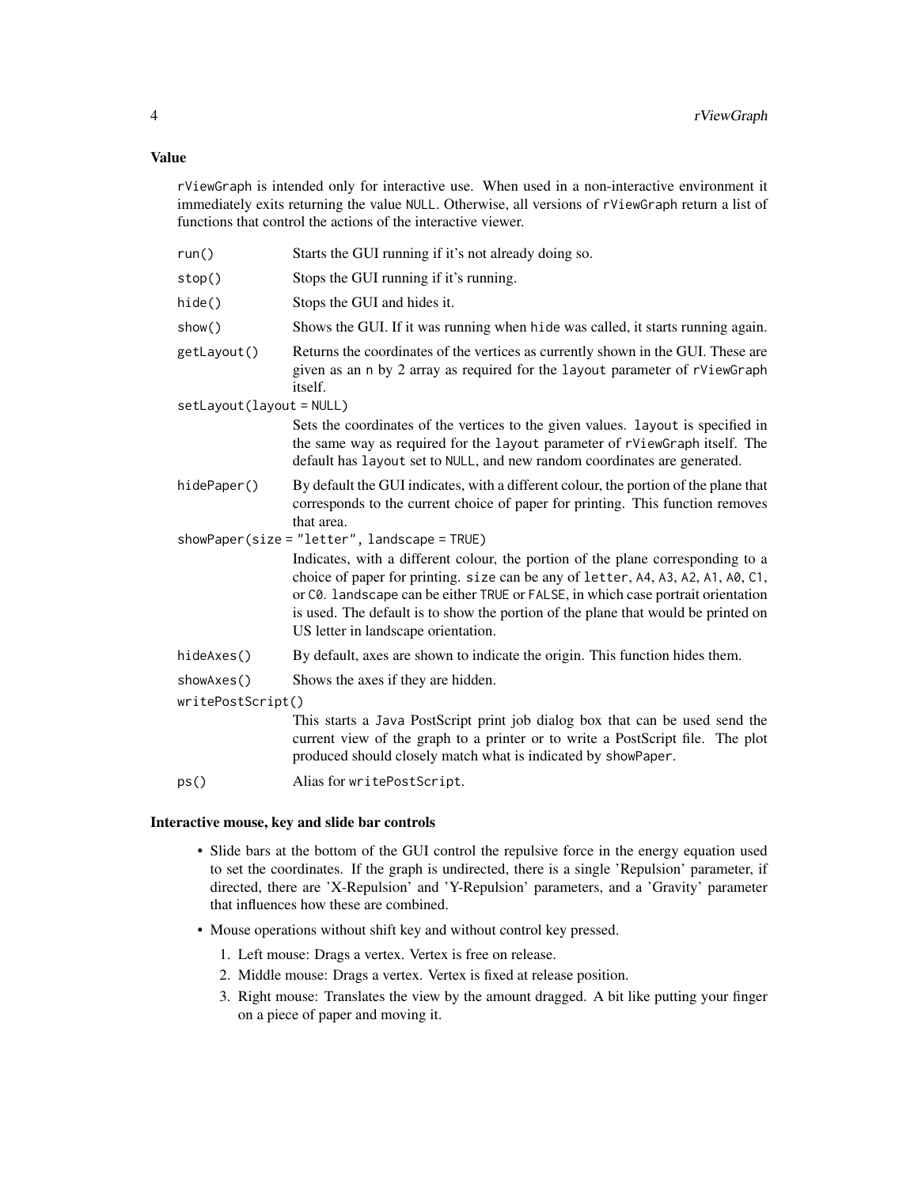### Value

`rViewGraph` is intended only for interactive use. When used in a non-interactive environment it immediately exits returning the value `NULL`. Otherwise, all versions of `rViewGraph` return a list of functions that control the actions of the interactive viewer.

`run()`
: Starts the GUI running if it's not already doing so.

`stop()`
: Stops the GUI running if it's running.

`hide()`
: Stops the GUI and hides it.

`show()`
: Shows the GUI. If it was running when `hide` was called, it starts running again.

`getLayout()`
: Returns the coordinates of the vertices as currently shown in the GUI. These are given as an `n` by 2 array as required for the `layout` parameter of `rViewGraph` itself.

`setLayout(layout = NULL)`
: Sets the coordinates of the vertices to the given values. `layout` is specified in the same way as required for the `layout` parameter of `rViewGraph` itself. The default has `layout` set to `NULL`, and new random coordinates are generated.

`hidePaper()`
: By default the GUI indicates, with a different colour, the portion of the plane that corresponds to the current choice of paper for printing. This function removes that area.

`showPaper(size = "letter", landscape = TRUE)`
: Indicates, with a different colour, the portion of the plane corresponding to a choice of paper for printing. `size` can be any of `letter`, `A4`, `A3`, `A2`, `A1`, `A0`, `C1`, or `C0`. `landscape` can be either `TRUE` or `FALSE`, in which case portrait orientation is used. The default is to show the portion of the plane that would be printed on US letter in landscape orientation.

`hideAxes()`
: By default, axes are shown to indicate the origin. This function hides them.

`showAxes()`
: Shows the axes if they are hidden.

`writePostScript()`
: This starts a `Java` PostScript print job dialog box that can be used send the current view of the graph to a printer or to write a PostScript file. The plot produced should closely match what is indicated by `showPaper`.

`ps()`
: Alias for `writePostScript`.

### Interactive mouse, key and slide bar controls

- Slide bars at the bottom of the GUI control the repulsive force in the energy equation used to set the coordinates. If the graph is undirected, there is a single 'Repulsion' parameter, if directed, there are 'X-Repulsion' and 'Y-Repulsion' parameters, and a 'Gravity' parameter that influences how these are combined.
- Mouse operations without shift key and without control key pressed.
  1. Left mouse: Drags a vertex. Vertex is free on release.
  2. Middle mouse: Drags a vertex. Vertex is fixed at release position.
  3. Right mouse: Translates the view by the amount dragged. A bit like putting your finger on a piece of paper and moving it.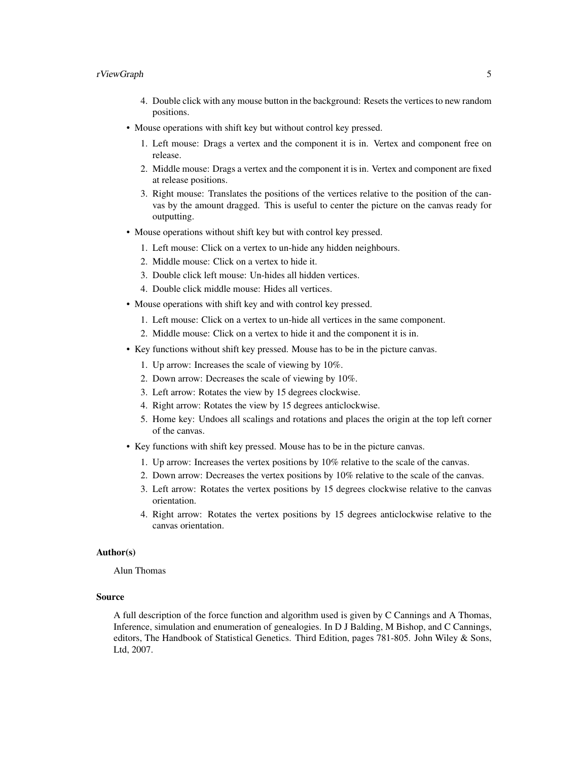4. Double click with any mouse button in the background: Resets the vertices to new random positions.

- Mouse operations with shift key but without control key pressed.
  1. Left mouse: Drags a vertex and the component it is in. Vertex and component free on release.
  2. Middle mouse: Drags a vertex and the component it is in. Vertex and component are fixed at release positions.
  3. Right mouse: Translates the positions of the vertices relative to the position of the canvas by the amount dragged. This is useful to center the picture on the canvas ready for outputting.
- Mouse operations without shift key but with control key pressed.
  1. Left mouse: Click on a vertex to un-hide any hidden neighbours.
  2. Middle mouse: Click on a vertex to hide it.
  3. Double click left mouse: Un-hides all hidden vertices.
  4. Double click middle mouse: Hides all vertices.
- Mouse operations with shift key and with control key pressed.
  1. Left mouse: Click on a vertex to un-hide all vertices in the same component.
  2. Middle mouse: Click on a vertex to hide it and the component it is in.
- Key functions without shift key pressed. Mouse has to be in the picture canvas.
  1. Up arrow: Increases the scale of viewing by 10%.
  2. Down arrow: Decreases the scale of viewing by 10%.
  3. Left arrow: Rotates the view by 15 degrees clockwise.
  4. Right arrow: Rotates the view by 15 degrees anticlockwise.
  5. Home key: Undoes all scalings and rotations and places the origin at the top left corner of the canvas.
- Key functions with shift key pressed. Mouse has to be in the picture canvas.
  1. Up arrow: Increases the vertex positions by 10% relative to the scale of the canvas.
  2. Down arrow: Decreases the vertex positions by 10% relative to the scale of the canvas.
  3. Left arrow: Rotates the vertex positions by 15 degrees clockwise relative to the canvas orientation.
  4. Right arrow: Rotates the vertex positions by 15 degrees anticlockwise relative to the canvas orientation.

### Author(s)

Alun Thomas

### Source

A full description of the force function and algorithm used is given by C Cannings and A Thomas, Inference, simulation and enumeration of genealogies. In D J Balding, M Bishop, and C Cannings, editors, The Handbook of Statistical Genetics. Third Edition, pages 781-805. John Wiley & Sons, Ltd, 2007.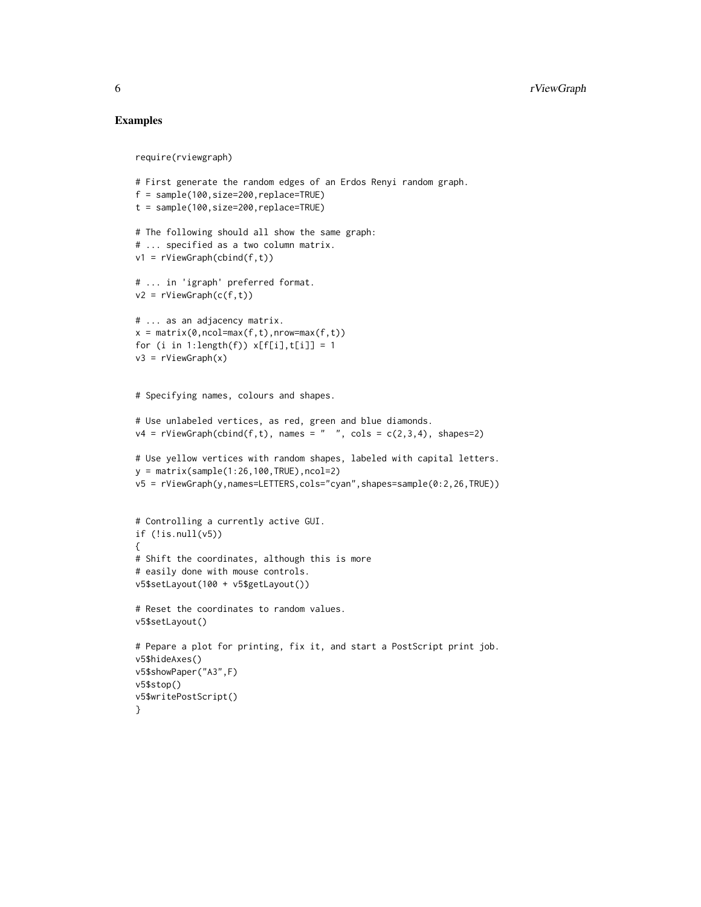## Examples

```
require(rviewgraph)

# First generate the random edges of an Erdos Renyi random graph.
f = sample(100,size=200,replace=TRUE)
t = sample(100,size=200,replace=TRUE)

# The following should all show the same graph:
# ... specified as a two column matrix.
v1 = rViewGraph(cbind(f,t))

# ... in 'igraph' preferred format.
v2 = rViewGraph(c(f,t))

# ... as an adjacency matrix.
x = matrix(0,ncol=max(f,t),nrow=max(f,t))
for (i in 1:length(f)) x[f[i],t[i]] = 1
v3 = rViewGraph(x)


# Specifying names, colours and shapes.

# Use unlabeled vertices, as red, green and blue diamonds.
v4 = rViewGraph(cbind(f,t), names = "  ", cols = c(2,3,4), shapes=2)

# Use yellow vertices with random shapes, labeled with capital letters.
y = matrix(sample(1:26,100,TRUE),ncol=2)
v5 = rViewGraph(y,names=LETTERS,cols="cyan",shapes=sample(0:2,26,TRUE))


# Controlling a currently active GUI.
if (!is.null(v5))
{
# Shift the coordinates, although this is more
# easily done with mouse controls.
v5$setLayout(100 + v5$getLayout())

# Reset the coordinates to random values.
v5$setLayout()

# Pepare a plot for printing, fix it, and start a PostScript print job.
v5$hideAxes()
v5$showPaper("A3",F)
v5$stop()
v5$writePostScript()
}
```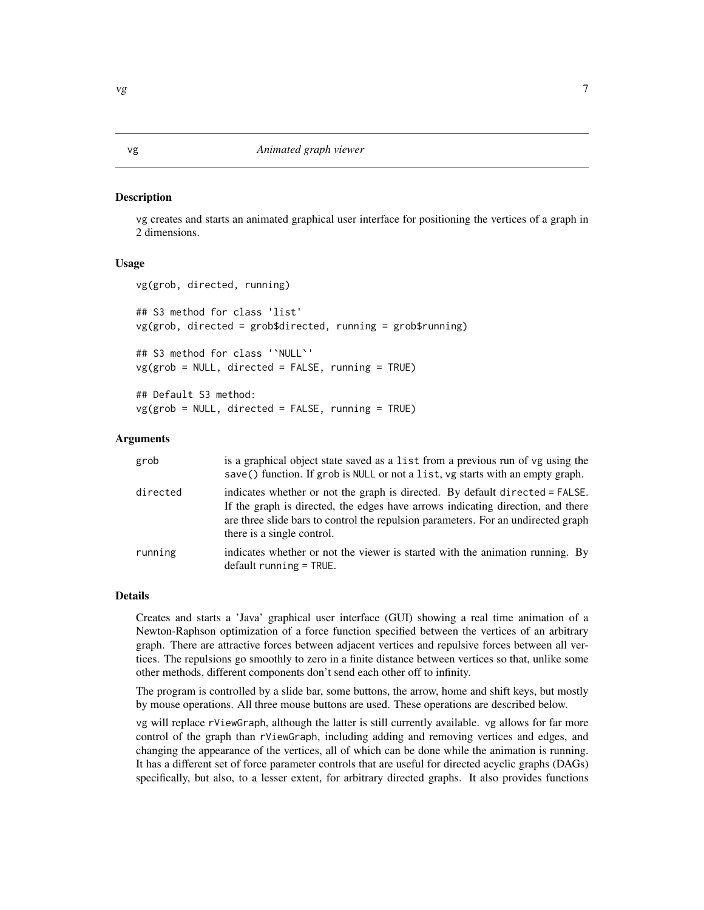# vg — *Animated graph viewer*

## Description

vg creates and starts an animated graphical user interface for positioning the vertices of a graph in 2 dimensions.

## Usage

```
vg(grob, directed, running)

## S3 method for class 'list'
vg(grob, directed = grob$directed, running = grob$running)

## S3 method for class '`NULL`'
vg(grob = NULL, directed = FALSE, running = TRUE)

## Default S3 method:
vg(grob = NULL, directed = FALSE, running = TRUE)
```

## Arguments

| | |
|---|---|
| `grob` | is a graphical object state saved as a `list` from a previous run of `vg` using the `save()` function. If `grob` is `NULL` or not a `list`, `vg` starts with an empty graph. |
| `directed` | indicates whether or not the graph is directed. By default `directed = FALSE`. If the graph is directed, the edges have arrows indicating direction, and there are three slide bars to control the repulsion parameters. For an undirected graph there is a single control. |
| `running` | indicates whether or not the viewer is started with the animation running. By default `running = TRUE`. |

## Details

Creates and starts a 'Java' graphical user interface (GUI) showing a real time animation of a Newton-Raphson optimization of a force function specified between the vertices of an arbitrary graph. There are attractive forces between adjacent vertices and repulsive forces between all vertices. The repulsions go smoothly to zero in a finite distance between vertices so that, unlike some other methods, different components don't send each other off to infinity.

The program is controlled by a slide bar, some buttons, the arrow, home and shift keys, but mostly by mouse operations. All three mouse buttons are used. These operations are described below.

`vg` will replace `rViewGraph`, although the latter is still currently available. `vg` allows for far more control of the graph than `rViewGraph`, including adding and removing vertices and edges, and changing the appearance of the vertices, all of which can be done while the animation is running. It has a different set of force parameter controls that are useful for directed acyclic graphs (DAGs) specifically, but also, to a lesser extent, for arbitrary directed graphs. It also provides functions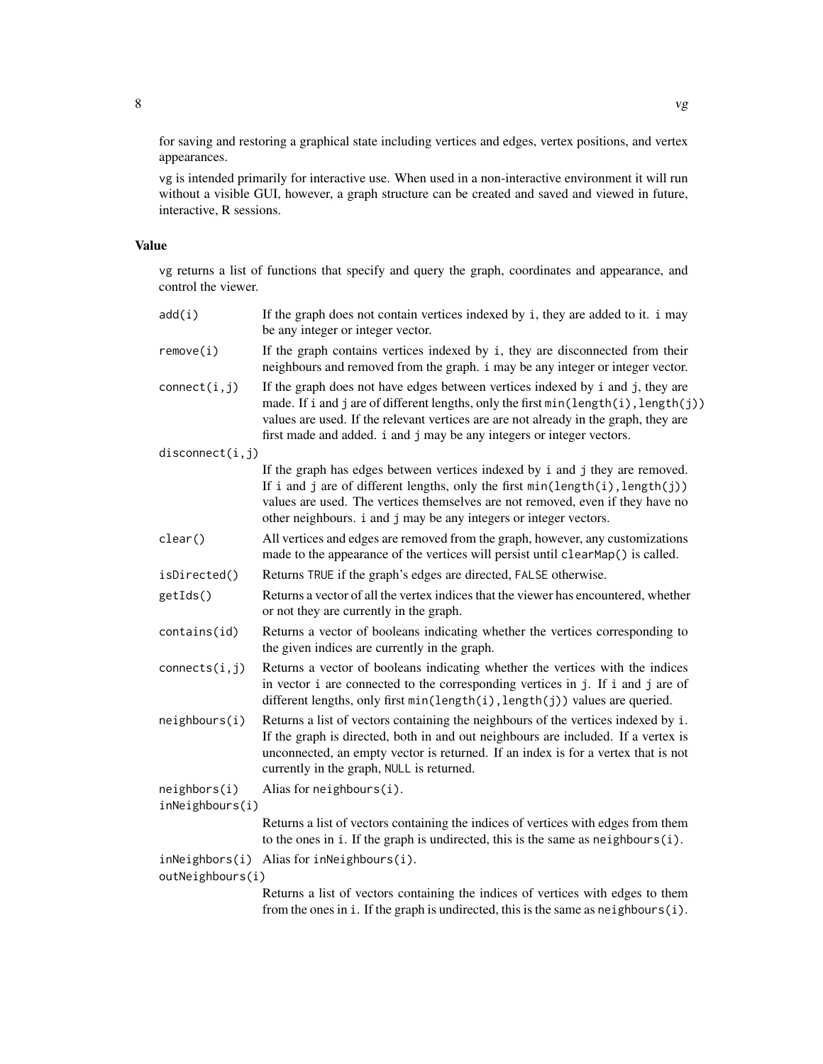for saving and restoring a graphical state including vertices and edges, vertex positions, and vertex appearances.

vg is intended primarily for interactive use. When used in a non-interactive environment it will run without a visible GUI, however, a graph structure can be created and saved and viewed in future, interactive, R sessions.

## Value

vg returns a list of functions that specify and query the graph, coordinates and appearance, and control the viewer.

`add(i)`
: If the graph does not contain vertices indexed by i, they are added to it. i may be any integer or integer vector.

`remove(i)`
: If the graph contains vertices indexed by i, they are disconnected from their neighbours and removed from the graph. i may be any integer or integer vector.

`connect(i,j)`
: If the graph does not have edges between vertices indexed by i and j, they are made. If i and j are of different lengths, only the first `min(length(i),length(j))` values are used. If the relevant vertices are are not already in the graph, they are first made and added. i and j may be any integers or integer vectors.

`disconnect(i,j)`
: If the graph has edges between vertices indexed by i and j they are removed. If i and j are of different lengths, only the first `min(length(i),length(j))` values are used. The vertices themselves are not removed, even if they have no other neighbours. i and j may be any integers or integer vectors.

`clear()`
: All vertices and edges are removed from the graph, however, any customizations made to the appearance of the vertices will persist until `clearMap()` is called.

`isDirected()`
: Returns TRUE if the graph's edges are directed, FALSE otherwise.

`getIds()`
: Returns a vector of all the vertex indices that the viewer has encountered, whether or not they are currently in the graph.

`contains(id)`
: Returns a vector of booleans indicating whether the vertices corresponding to the given indices are currently in the graph.

`connects(i,j)`
: Returns a vector of booleans indicating whether the vertices with the indices in vector i are connected to the corresponding vertices in j. If i and j are of different lengths, only first `min(length(i),length(j))` values are queried.

`neighbours(i)`
: Returns a list of vectors containing the neighbours of the vertices indexed by i. If the graph is directed, both in and out neighbours are included. If a vertex is unconnected, an empty vector is returned. If an index is for a vertex that is not currently in the graph, NULL is returned.

`neighbors(i)`
: Alias for `neighbours(i)`.

`inNeighbours(i)`
: Returns a list of vectors containing the indices of vertices with edges from them to the ones in i. If the graph is undirected, this is the same as `neighbours(i)`.

`inNeighbors(i)`
: Alias for `inNeighbours(i)`.

`outNeighbours(i)`
: Returns a list of vectors containing the indices of vertices with edges to them from the ones in i. If the graph is undirected, this is the same as `neighbours(i)`.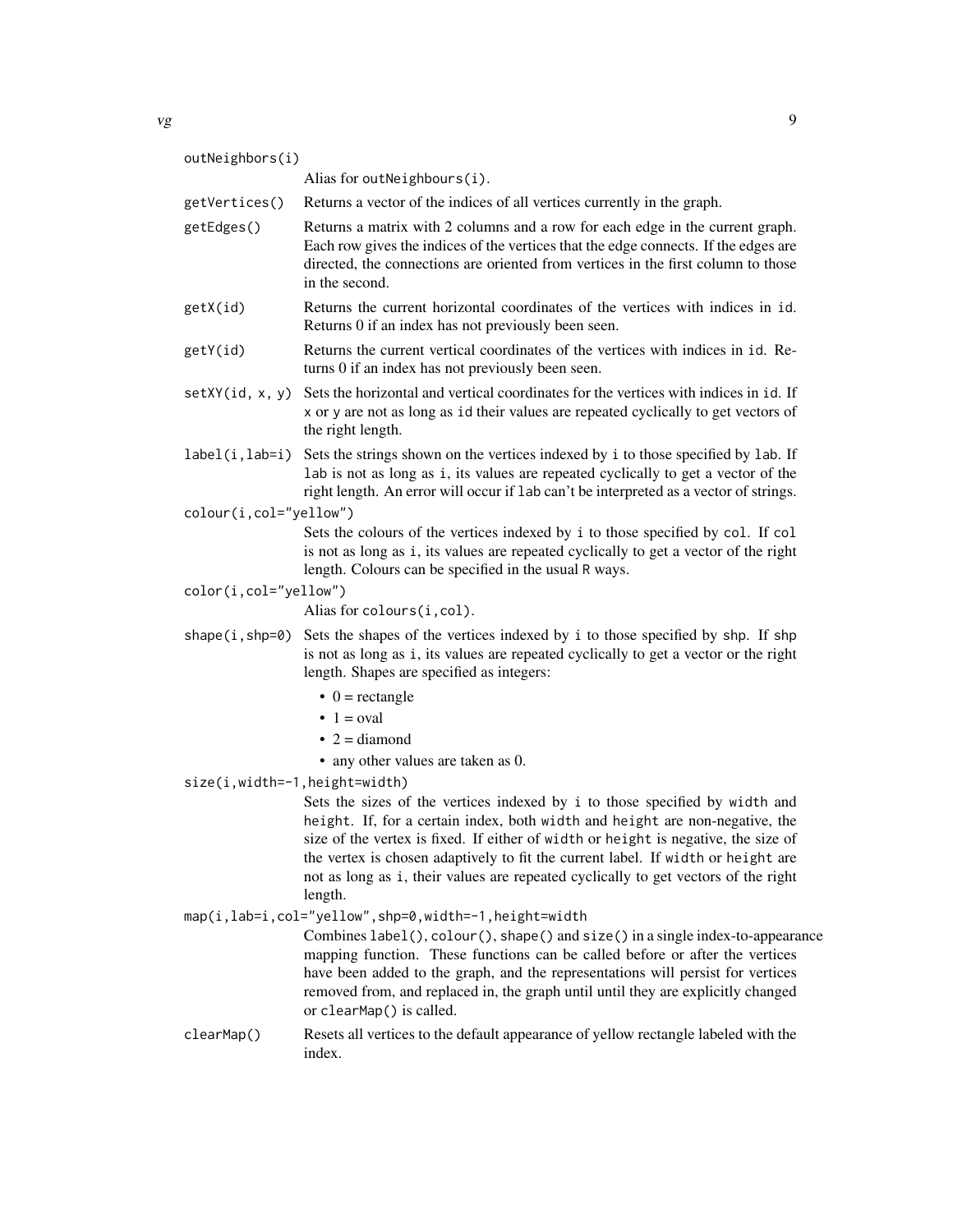`outNeighbors(i)`
: Alias for `outNeighbours(i)`.

`getVertices()`
: Returns a vector of the indices of all vertices currently in the graph.

`getEdges()`
: Returns a matrix with 2 columns and a row for each edge in the current graph. Each row gives the indices of the vertices that the edge connects. If the edges are directed, the connections are oriented from vertices in the first column to those in the second.

`getX(id)`
: Returns the current horizontal coordinates of the vertices with indices in `id`. Returns 0 if an index has not previously been seen.

`getY(id)`
: Returns the current vertical coordinates of the vertices with indices in `id`. Returns 0 if an index has not previously been seen.

`setXY(id, x, y)`
: Sets the horizontal and vertical coordinates for the vertices with indices in `id`. If `x` or `y` are not as long as `id` their values are repeated cyclically to get vectors of the right length.

`label(i,lab=i)`
: Sets the strings shown on the vertices indexed by `i` to those specified by `lab`. If `lab` is not as long as `i`, its values are repeated cyclically to get a vector of the right length. An error will occur if `lab` can't be interpreted as a vector of strings.

`colour(i,col="yellow")`
: Sets the colours of the vertices indexed by `i` to those specified by `col`. If `col` is not as long as `i`, its values are repeated cyclically to get a vector of the right length. Colours can be specified in the usual R ways.

`color(i,col="yellow")`
: Alias for `colours(i,col)`.

`shape(i,shp=0)`
: Sets the shapes of the vertices indexed by `i` to those specified by `shp`. If `shp` is not as long as `i`, its values are repeated cyclically to get a vector or the right length. Shapes are specified as integers:

  - 0 = rectangle
  - 1 = oval
  - 2 = diamond
  - any other values are taken as 0.

`size(i,width=-1,height=width)`
: Sets the sizes of the vertices indexed by `i` to those specified by `width` and `height`. If, for a certain index, both `width` and `height` are non-negative, the size of the vertex is fixed. If either of `width` or `height` is negative, the size of the vertex is chosen adaptively to fit the current label. If `width` or `height` are not as long as `i`, their values are repeated cyclically to get vectors of the right length.

`map(i,lab=i,col="yellow",shp=0,width=-1,height=width`
: Combines `label()`, `colour()`, `shape()` and `size()` in a single index-to-appearance mapping function. These functions can be called before or after the vertices have been added to the graph, and the representations will persist for vertices removed from, and replaced in, the graph until until they are explicitly changed or `clearMap()` is called.

`clearMap()`
: Resets all vertices to the default appearance of yellow rectangle labeled with the index.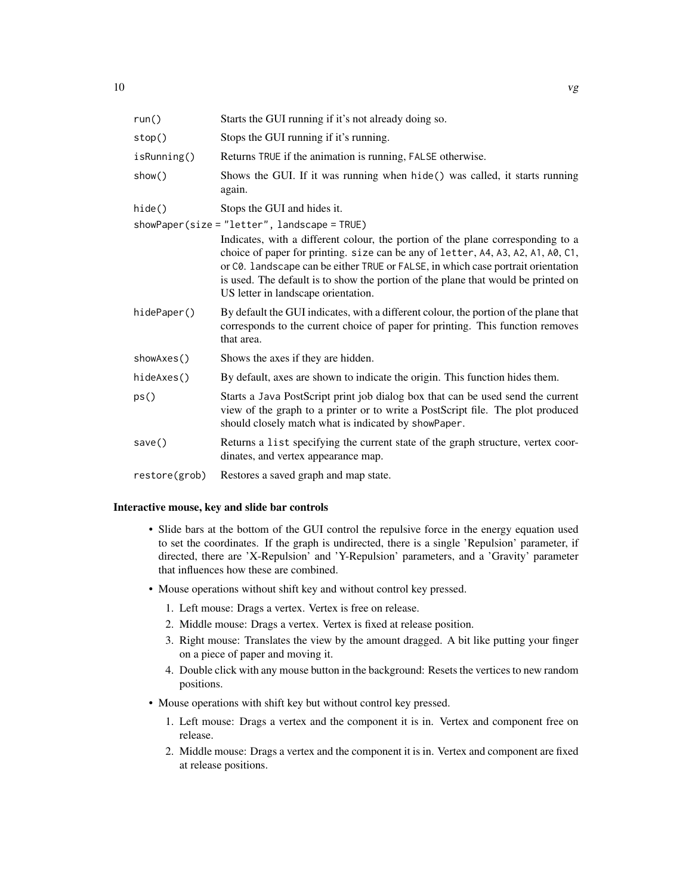`run()`
: Starts the GUI running if it's not already doing so.

`stop()`
: Stops the GUI running if it's running.

`isRunning()`
: Returns `TRUE` if the animation is running, `FALSE` otherwise.

`show()`
: Shows the GUI. If it was running when `hide()` was called, it starts running again.

`hide()`
: Stops the GUI and hides it.

`showPaper(size = "letter", landscape = TRUE)`
: Indicates, with a different colour, the portion of the plane corresponding to a choice of paper for printing. `size` can be any of `letter`, `A4`, `A3`, `A2`, `A1`, `A0`, `C1`, or `C0`. `landscape` can be either `TRUE` or `FALSE`, in which case portrait orientation is used. The default is to show the portion of the plane that would be printed on US letter in landscape orientation.

`hidePaper()`
: By default the GUI indicates, with a different colour, the portion of the plane that corresponds to the current choice of paper for printing. This function removes that area.

`showAxes()`
: Shows the axes if they are hidden.

`hideAxes()`
: By default, axes are shown to indicate the origin. This function hides them.

`ps()`
: Starts a `Java` PostScript print job dialog box that can be used send the current view of the graph to a printer or to write a PostScript file. The plot produced should closely match what is indicated by `showPaper`.

`save()`
: Returns a `list` specifying the current state of the graph structure, vertex coordinates, and vertex appearance map.

`restore(grob)`
: Restores a saved graph and map state.

### Interactive mouse, key and slide bar controls

- Slide bars at the bottom of the GUI control the repulsive force in the energy equation used to set the coordinates. If the graph is undirected, there is a single 'Repulsion' parameter, if directed, there are 'X-Repulsion' and 'Y-Repulsion' parameters, and a 'Gravity' parameter that influences how these are combined.
- Mouse operations without shift key and without control key pressed.
  1. Left mouse: Drags a vertex. Vertex is free on release.
  2. Middle mouse: Drags a vertex. Vertex is fixed at release position.
  3. Right mouse: Translates the view by the amount dragged. A bit like putting your finger on a piece of paper and moving it.
  4. Double click with any mouse button in the background: Resets the vertices to new random positions.
- Mouse operations with shift key but without control key pressed.
  1. Left mouse: Drags a vertex and the component it is in. Vertex and component free on release.
  2. Middle mouse: Drags a vertex and the component it is in. Vertex and component are fixed at release positions.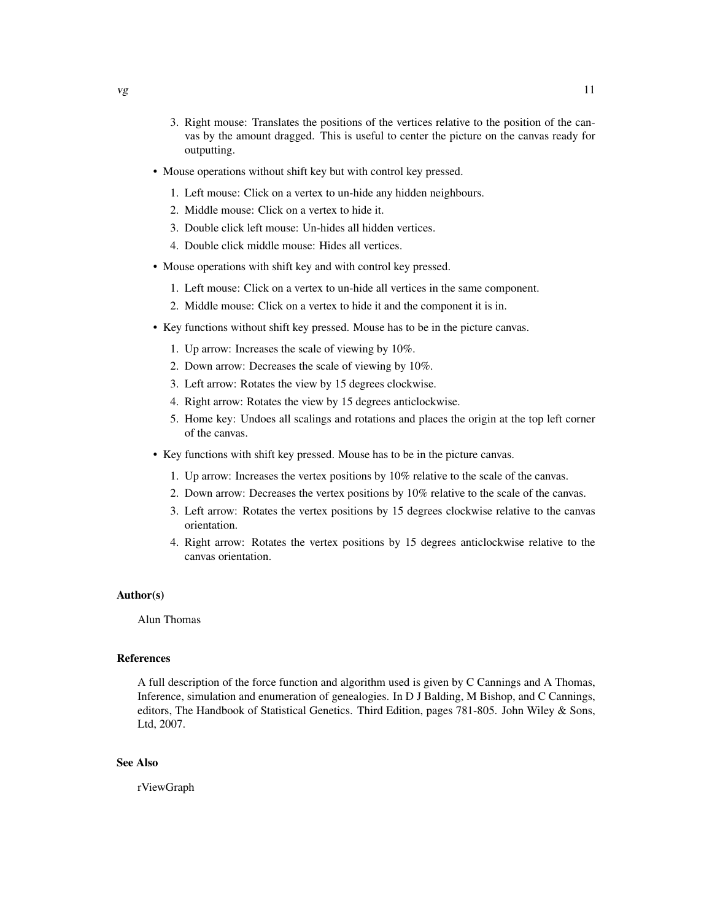3. Right mouse: Translates the positions of the vertices relative to the position of the canvas by the amount dragged. This is useful to center the picture on the canvas ready for outputting.

- Mouse operations without shift key but with control key pressed.
  1. Left mouse: Click on a vertex to un-hide any hidden neighbours.
  2. Middle mouse: Click on a vertex to hide it.
  3. Double click left mouse: Un-hides all hidden vertices.
  4. Double click middle mouse: Hides all vertices.
- Mouse operations with shift key and with control key pressed.
  1. Left mouse: Click on a vertex to un-hide all vertices in the same component.
  2. Middle mouse: Click on a vertex to hide it and the component it is in.
- Key functions without shift key pressed. Mouse has to be in the picture canvas.
  1. Up arrow: Increases the scale of viewing by 10%.
  2. Down arrow: Decreases the scale of viewing by 10%.
  3. Left arrow: Rotates the view by 15 degrees clockwise.
  4. Right arrow: Rotates the view by 15 degrees anticlockwise.
  5. Home key: Undoes all scalings and rotations and places the origin at the top left corner of the canvas.
- Key functions with shift key pressed. Mouse has to be in the picture canvas.
  1. Up arrow: Increases the vertex positions by 10% relative to the scale of the canvas.
  2. Down arrow: Decreases the vertex positions by 10% relative to the scale of the canvas.
  3. Left arrow: Rotates the vertex positions by 15 degrees clockwise relative to the canvas orientation.
  4. Right arrow: Rotates the vertex positions by 15 degrees anticlockwise relative to the canvas orientation.

### Author(s)

Alun Thomas

### References

A full description of the force function and algorithm used is given by C Cannings and A Thomas, Inference, simulation and enumeration of genealogies. In D J Balding, M Bishop, and C Cannings, editors, The Handbook of Statistical Genetics. Third Edition, pages 781-805. John Wiley & Sons, Ltd, 2007.

### See Also

rViewGraph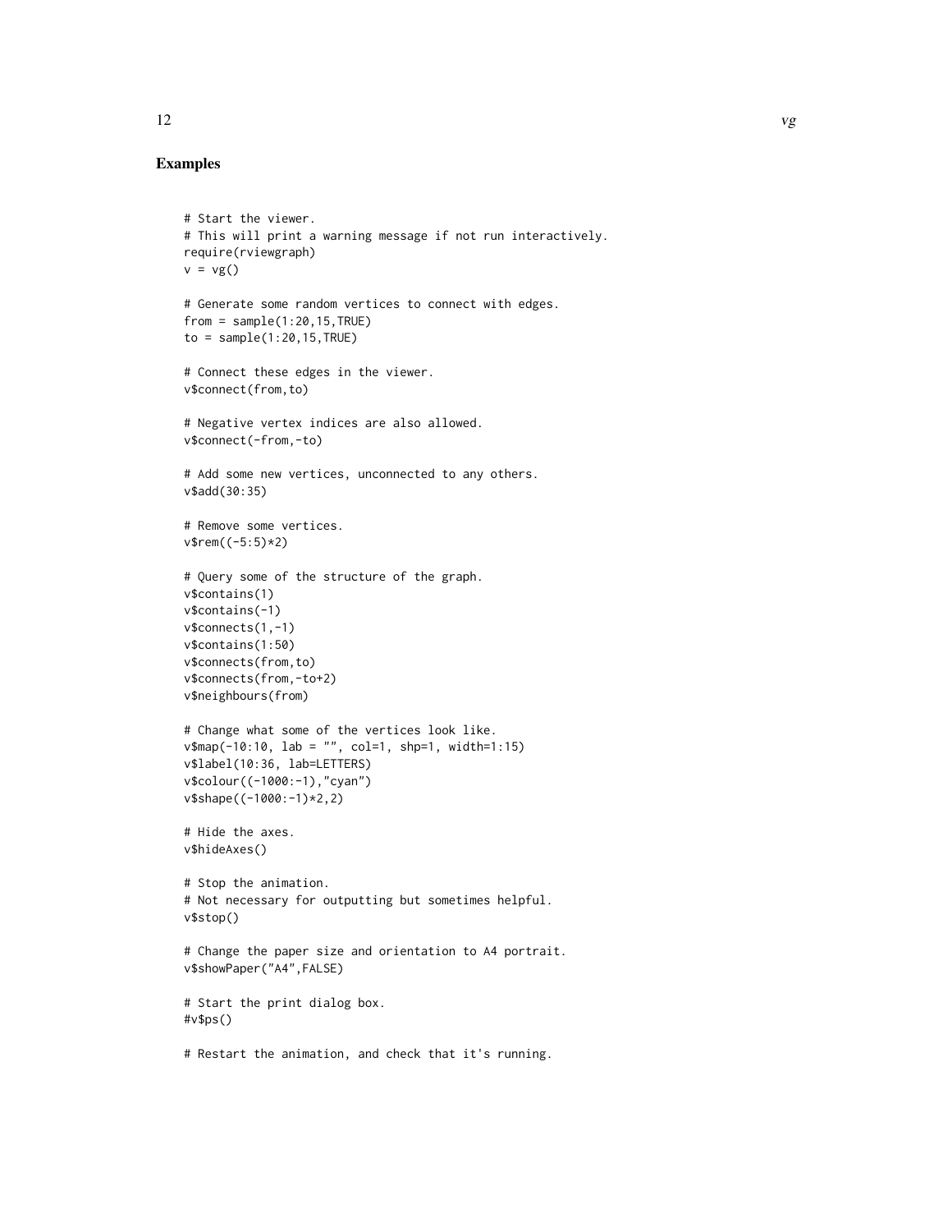## Examples

```
# Start the viewer.
# This will print a warning message if not run interactively.
require(rviewgraph)
v = vg()

# Generate some random vertices to connect with edges.
from = sample(1:20,15,TRUE)
to = sample(1:20,15,TRUE)

# Connect these edges in the viewer.
v$connect(from,to)

# Negative vertex indices are also allowed.
v$connect(-from,-to)

# Add some new vertices, unconnected to any others.
v$add(30:35)

# Remove some vertices.
v$rem((-5:5)*2)

# Query some of the structure of the graph.
v$contains(1)
v$contains(-1)
v$connects(1,-1)
v$contains(1:50)
v$connects(from,to)
v$connects(from,-to+2)
v$neighbours(from)

# Change what some of the vertices look like.
v$map(-10:10, lab = "", col=1, shp=1, width=1:15)
v$label(10:36, lab=LETTERS)
v$colour((-1000:-1),"cyan")
v$shape((-1000:-1)*2,2)

# Hide the axes.
v$hideAxes()

# Stop the animation.
# Not necessary for outputting but sometimes helpful.
v$stop()

# Change the paper size and orientation to A4 portrait.
v$showPaper("A4",FALSE)

# Start the print dialog box.
#v$ps()

# Restart the animation, and check that it's running.
```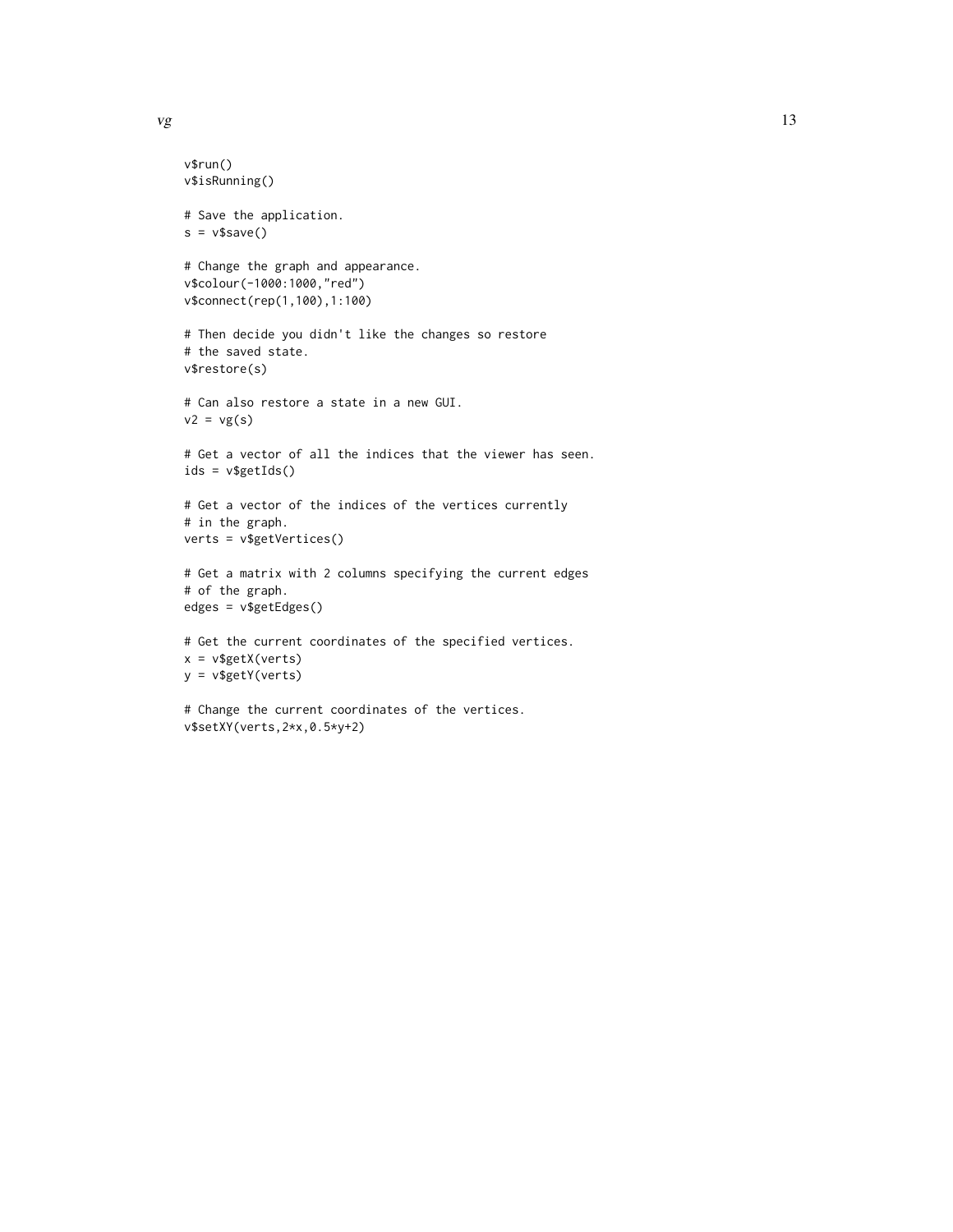```
v$run()
v$isRunning()

# Save the application.
s = v$save()

# Change the graph and appearance.
v$colour(-1000:1000,"red")
v$connect(rep(1,100),1:100)

# Then decide you didn't like the changes so restore
# the saved state.
v$restore(s)

# Can also restore a state in a new GUI.
v2 = vg(s)

# Get a vector of all the indices that the viewer has seen.
ids = v$getIds()

# Get a vector of the indices of the vertices currently
# in the graph.
verts = v$getVertices()

# Get a matrix with 2 columns specifying the current edges
# of the graph.
edges = v$getEdges()

# Get the current coordinates of the specified vertices.
x = v$getX(verts)
y = v$getY(verts)

# Change the current coordinates of the vertices.
v$setXY(verts,2*x,0.5*y+2)
```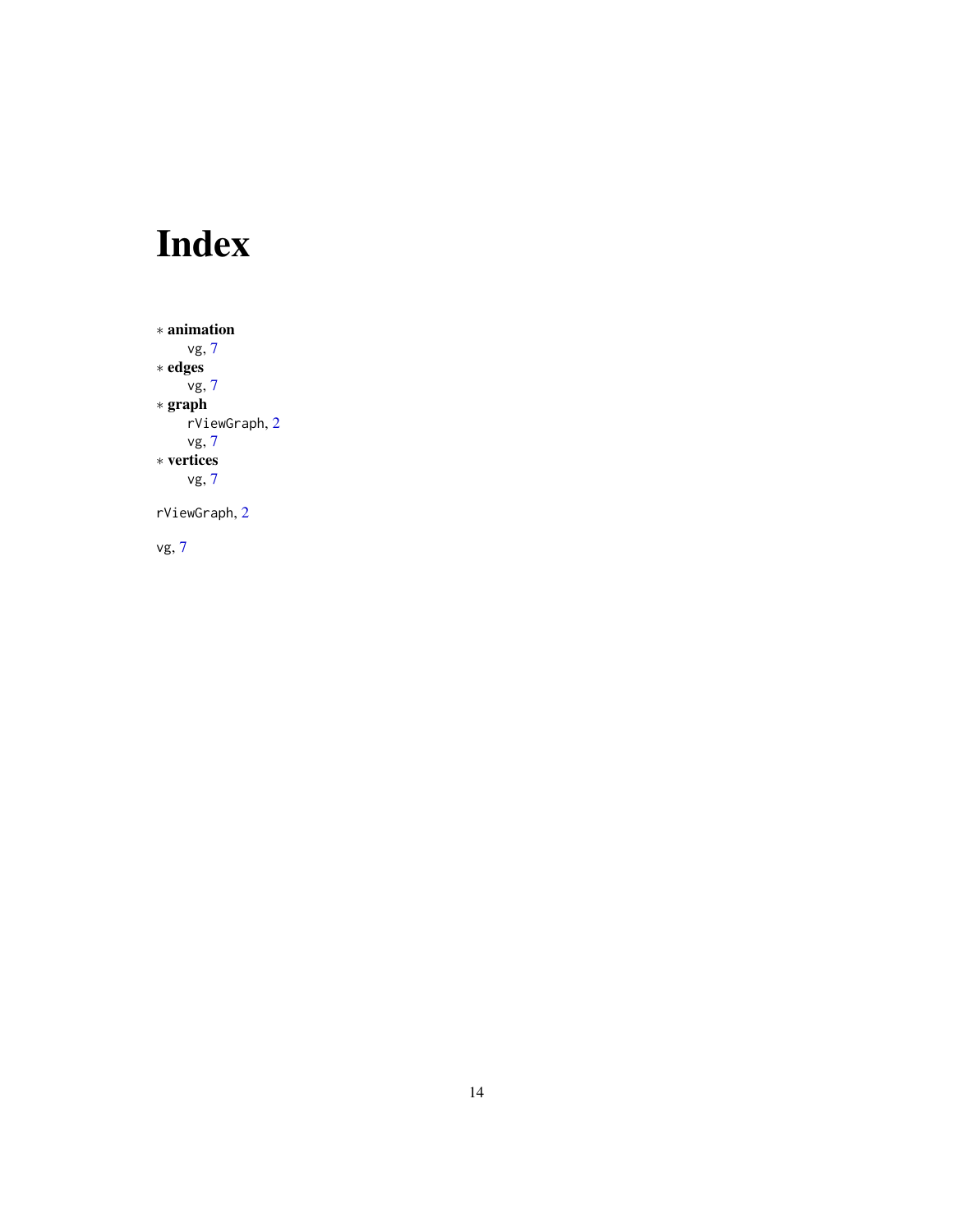# Index

∗ **animation**
  vg, 7

∗ **edges**
  vg, 7

∗ **graph**
  rViewGraph, 2
  vg, 7

∗ **vertices**
  vg, 7

rViewGraph, 2

vg, 7